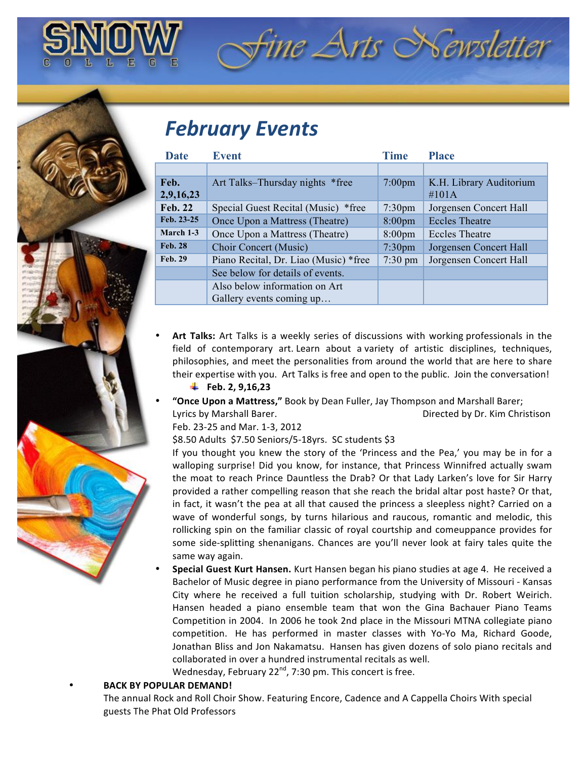# SNOW COLLEGE Fine Arts Newsletter

## February Events

| Date | Event | Time | Place |
|---|---|---|---|
| | | | |
| **Feb. 2,9,16,23** | Art Talks–Thursday nights *free | 7:00pm | K.H. Library Auditorium #101A |
| **Feb. 22** | Special Guest Recital (Music) *free | 7:30pm | Jorgensen Concert Hall |
| **Feb. 23-25** | Once Upon a Mattress (Theatre) | 8:00pm | Eccles Theatre |
| **March 1-3** | Once Upon a Mattress (Theatre) | 8:00pm | Eccles Theatre |
| **Feb. 28** | Choir Concert (Music) | 7:30pm | Jorgensen Concert Hall |
| **Feb. 29** | Piano Recital, Dr. Liao (Music) *free | 7:30 pm | Jorgensen Concert Hall |
| | See below for details of events. | | |
| | Also below information on Art Gallery events coming up… | | |

- **Art Talks:** Art Talks is a weekly series of discussions with working professionals in the field of contemporary art. Learn about a variety of artistic disciplines, techniques, philosophies, and meet the personalities from around the world that are here to share their expertise with you. Art Talks is free and open to the public. Join the conversation!
  - **Feb. 2, 9,16,23**
- **"Once Upon a Mattress,"** Book by Dean Fuller, Jay Thompson and Marshall Barer; Lyrics by Marshall Barer. Directed by Dr. Kim Christison
  Feb. 23-25 and Mar. 1-3, 2012
  $8.50 Adults $7.50 Seniors/5-18yrs. SC students $3
  If you thought you knew the story of the 'Princess and the Pea,' you may be in for a walloping surprise! Did you know, for instance, that Princess Winnifred actually swam the moat to reach Prince Dauntless the Drab? Or that Lady Larken's love for Sir Harry provided a rather compelling reason that she reach the bridal altar post haste? Or that, in fact, it wasn't the pea at all that caused the princess a sleepless night? Carried on a wave of wonderful songs, by turns hilarious and raucous, romantic and melodic, this rollicking spin on the familiar classic of royal courtship and comeuppance provides for some side-splitting shenanigans. Chances are you'll never look at fairy tales quite the same way again.
- **Special Guest Kurt Hansen.** Kurt Hansen began his piano studies at age 4. He received a Bachelor of Music degree in piano performance from the University of Missouri - Kansas City where he received a full tuition scholarship, studying with Dr. Robert Weirich. Hansen headed a piano ensemble team that won the Gina Bachauer Piano Teams Competition in 2004. In 2006 he took 2nd place in the Missouri MTNA collegiate piano competition. He has performed in master classes with Yo-Yo Ma, Richard Goode, Jonathan Bliss and Jon Nakamatsu. Hansen has given dozens of solo piano recitals and collaborated in over a hundred instrumental recitals as well.
  Wednesday, February 22nd, 7:30 pm. This concert is free.
- **BACK BY POPULAR DEMAND!**
  The annual Rock and Roll Choir Show. Featuring Encore, Cadence and A Cappella Choirs With special guests The Phat Old Professors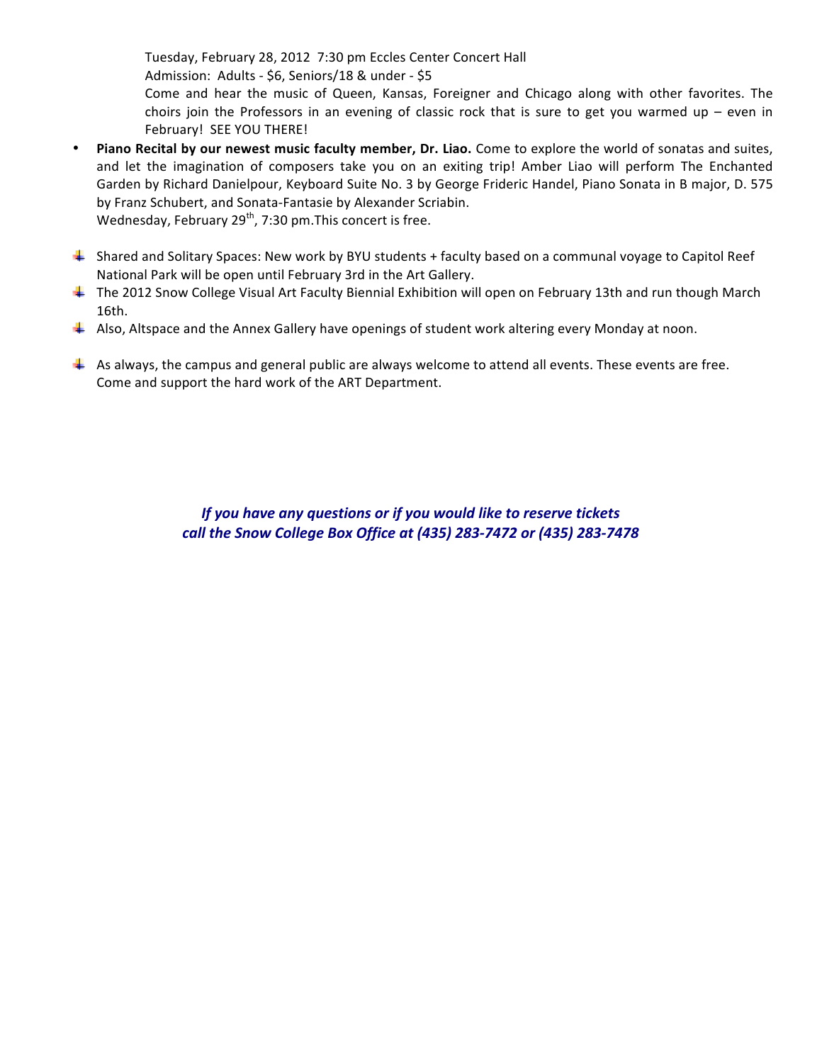Tuesday, February 28, 2012 7:30 pm Eccles Center Concert Hall

Admission: Adults - $6, Seniors/18 & under - $5

Come and hear the music of Queen, Kansas, Foreigner and Chicago along with other favorites. The choirs join the Professors in an evening of classic rock that is sure to get you warmed up – even in February! SEE YOU THERE!

- **Piano Recital by our newest music faculty member, Dr. Liao.** Come to explore the world of sonatas and suites, and let the imagination of composers take you on an exiting trip! Amber Liao will perform The Enchanted Garden by Richard Danielpour, Keyboard Suite No. 3 by George Frideric Handel, Piano Sonata in B major, D. 575 by Franz Schubert, and Sonata-Fantasie by Alexander Scriabin.
  Wednesday, February 29th, 7:30 pm.This concert is free.

- Shared and Solitary Spaces: New work by BYU students + faculty based on a communal voyage to Capitol Reef National Park will be open until February 3rd in the Art Gallery.
- The 2012 Snow College Visual Art Faculty Biennial Exhibition will open on February 13th and run though March 16th.
- Also, Altspace and the Annex Gallery have openings of student work altering every Monday at noon.

- As always, the campus and general public are always welcome to attend all events. These events are free. Come and support the hard work of the ART Department.

***If you have any questions or if you would like to reserve tickets call the Snow College Box Office at (435) 283-7472 or (435) 283-7478***